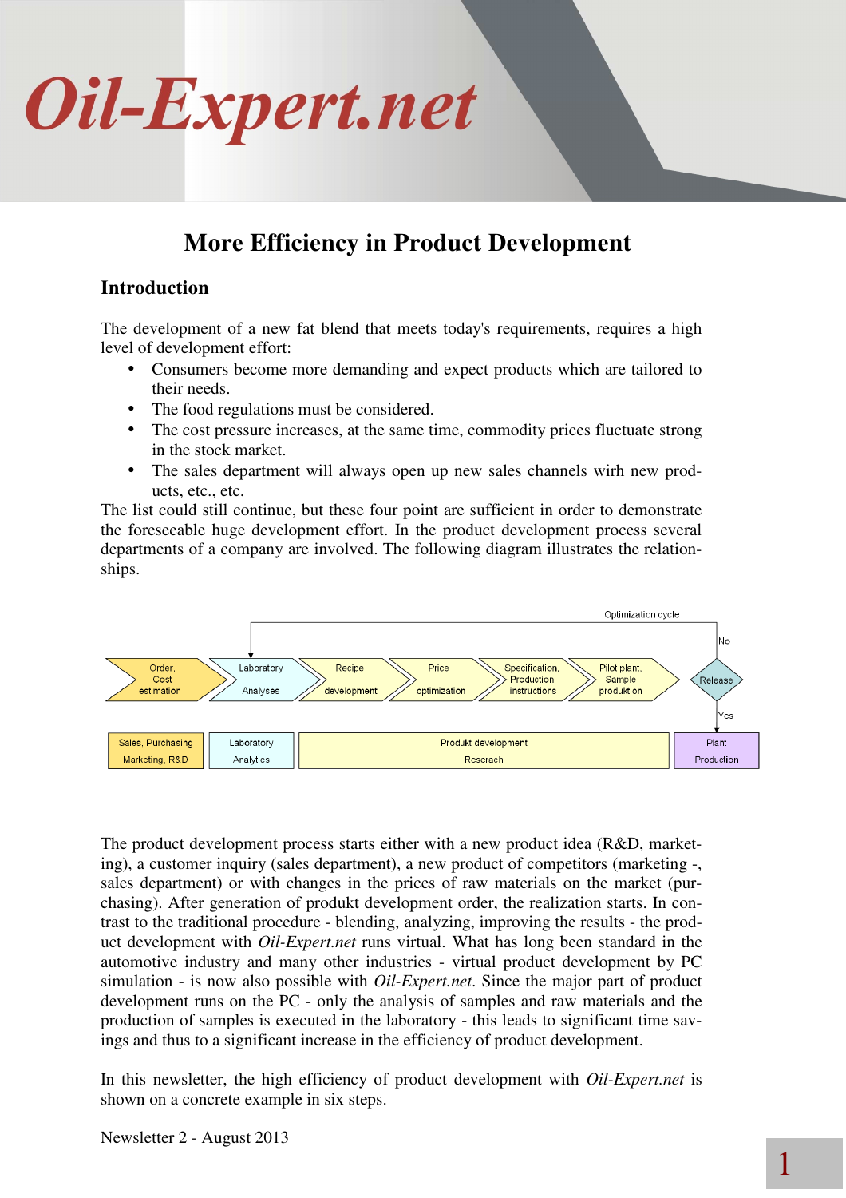# Oil-Expert.net

## More Efficiency in Product Development

### Introduction

The development of a new fat blend that meets today's requirements, requires a high level of development effort:

- Consumers become more demanding and expect products which are tailored to their needs.
- The food regulations must be considered.
- The cost pressure increases, at the same time, commodity prices fluctuate strong in the stock market.
- The sales department will always open up new sales channels wirh new products, etc., etc.

The list could still continue, but these four point are sufficient in order to demonstrate the foreseeable huge development effort. In the product development process several departments of a company are involved. The following diagram illustrates the relationships.

Optimization cycle

No

Order, Cost estimation → Laboratory Analyses → Recipe development → Price optimization → Specification, Production instructions → Pilot plant, Sample produktion → Release

Yes

| Sales, Purchasing Marketing, R&D | Laboratory Analytics | Produkt development Reserach | Plant Production |
|---|---|---|---|

The product development process starts either with a new product idea (R&D, marketing), a customer inquiry (sales department), a new product of competitors (marketing -, sales department) or with changes in the prices of raw materials on the market (purchasing). After generation of produkt development order, the realization starts. In contrast to the traditional procedure - blending, analyzing, improving the results - the product development with *Oil-Expert.net* runs virtual. What has long been standard in the automotive industry and many other industries - virtual product development by PC simulation - is now also possible with *Oil-Expert.net*. Since the major part of product development runs on the PC - only the analysis of samples and raw materials and the production of samples is executed in the laboratory - this leads to significant time savings and thus to a significant increase in the efficiency of product development.

In this newsletter, the high efficiency of product development with *Oil-Expert.net* is shown on a concrete example in six steps.

Newsletter 2 - August 2013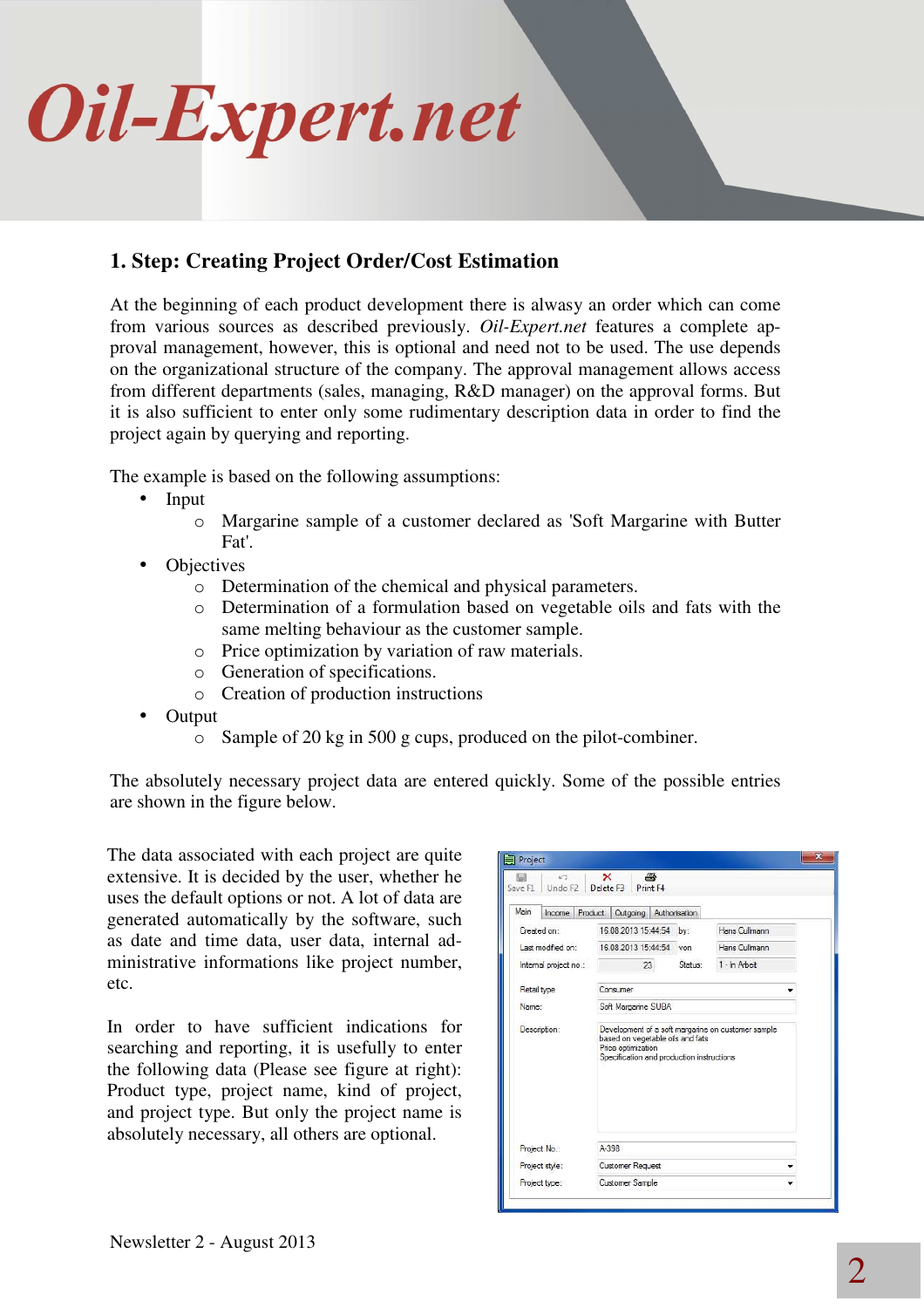## 1. Step: Creating Project Order/Cost Estimation

At the beginning of each product development there is alwasy an order which can come from various sources as described previously. *Oil-Expert.net* features a complete approval management, however, this is optional and need not to be used. The use depends on the organizational structure of the company. The approval management allows access from different departments (sales, managing, R&D manager) on the approval forms. But it is also sufficient to enter only some rudimentary description data in order to find the project again by querying and reporting.

The example is based on the following assumptions:

- Input
  - Margarine sample of a customer declared as 'Soft Margarine with Butter Fat'.
- Objectives
  - Determination of the chemical and physical parameters.
  - Determination of a formulation based on vegetable oils and fats with the same melting behaviour as the customer sample.
  - Price optimization by variation of raw materials.
  - Generation of specifications.
  - Creation of production instructions
- Output
  - Sample of 20 kg in 500 g cups, produced on the pilot-combiner.

The absolutely necessary project data are entered quickly. Some of the possible entries are shown in the figure below.

The data associated with each project are quite extensive. It is decided by the user, whether he uses the default options or not. A lot of data are generated automatically by the software, such as date and time data, user data, internal administrative informations like project number, etc.

In order to have sufficient indications for searching and reporting, it is usefully to enter the following data (Please see figure at right): Product type, project name, kind of project, and project type. But only the project name is absolutely necessary, all others are optional.

Newsletter 2 - August 2013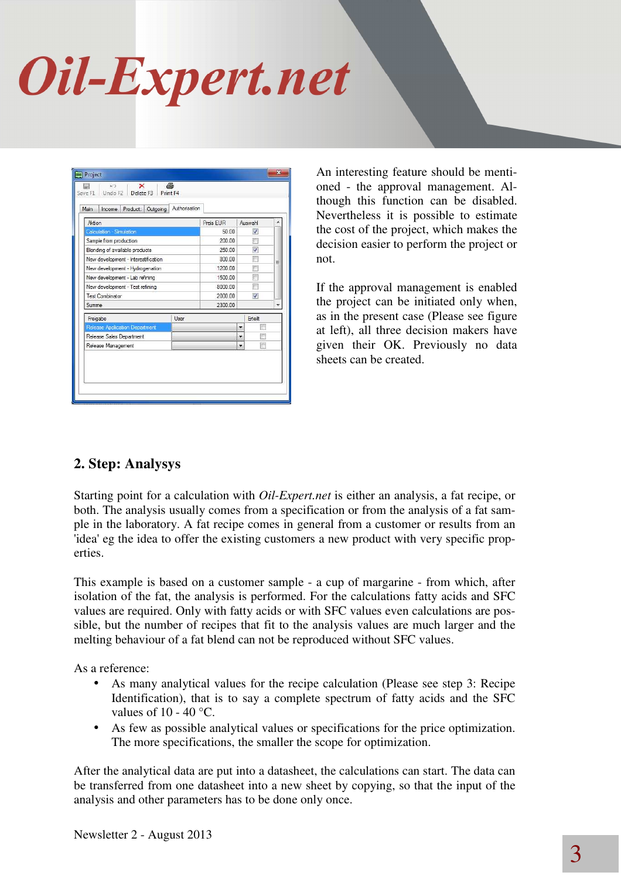An interesting feature should be mentioned - the approval management. Although this function can be disabled. Nevertheless it is possible to estimate the cost of the project, which makes the decision easier to perform the project or not.

If the approval management is enabled the project can be initiated only when, as in the present case (Please see figure at left), all three decision makers have given their OK. Previously no data sheets can be created.

## 2. Step: Analysys

Starting point for a calculation with *Oil-Expert.net* is either an analysis, a fat recipe, or both. The analysis usually comes from a specification or from the analysis of a fat sample in the laboratory. A fat recipe comes in general from a customer or results from an 'idea' eg the idea to offer the existing customers a new product with very specific properties.

This example is based on a customer sample - a cup of margarine - from which, after isolation of the fat, the analysis is performed. For the calculations fatty acids and SFC values are required. Only with fatty acids or with SFC values even calculations are possible, but the number of recipes that fit to the analysis values are much larger and the melting behaviour of a fat blend can not be reproduced without SFC values.

As a reference:

- As many analytical values for the recipe calculation (Please see step 3: Recipe Identification), that is to say a complete spectrum of fatty acids and the SFC values of 10 - 40 °C.
- As few as possible analytical values or specifications for the price optimization. The more specifications, the smaller the scope for optimization.

After the analytical data are put into a datasheet, the calculations can start. The data can be transferred from one datasheet into a new sheet by copying, so that the input of the analysis and other parameters has to be done only once.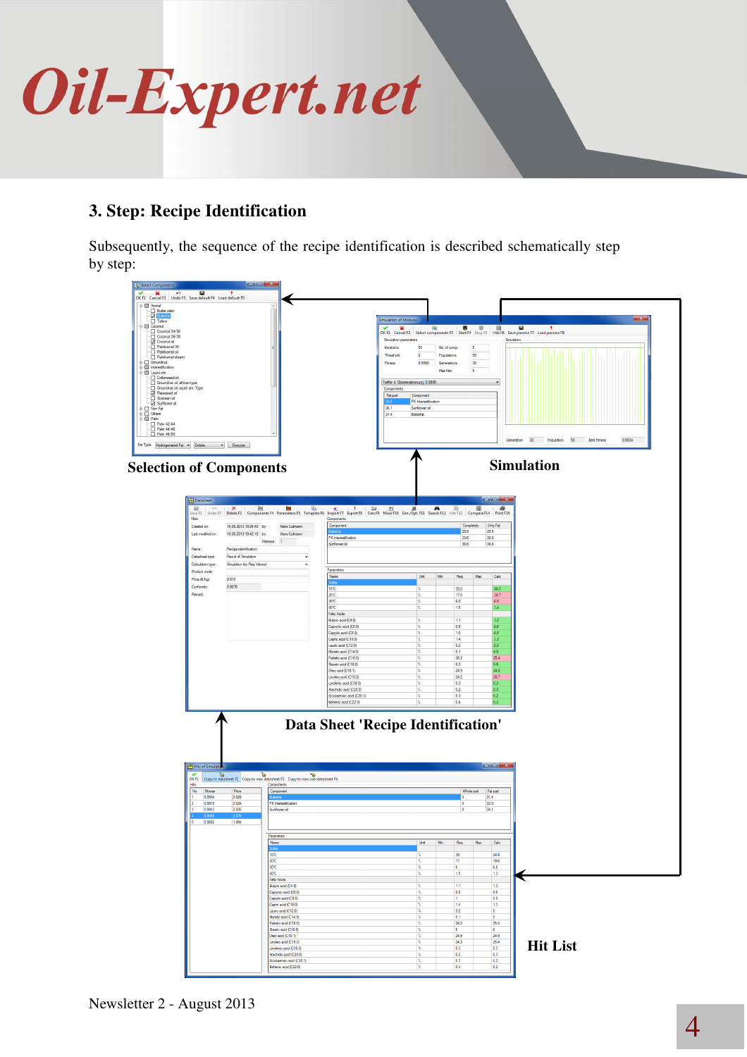## 3. Step: Recipe Identification

Subsequently, the sequence of the recipe identification is described schematically step by step:

**Selection of Components**

**Simulation**

**Data Sheet 'Recipe Identification'**

**Hit List**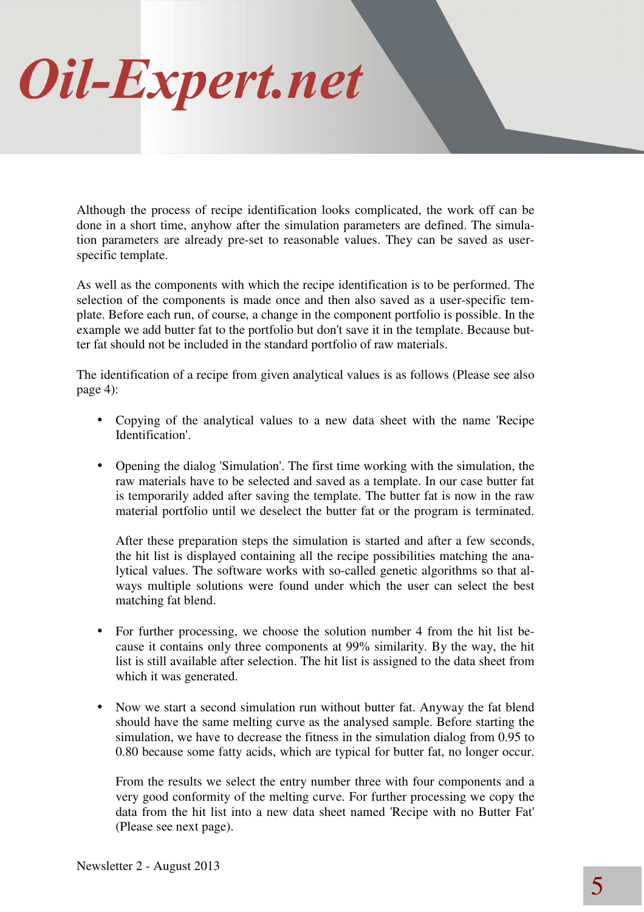Although the process of recipe identification looks complicated, the work off can be done in a short time, anyhow after the simulation parameters are defined. The simulation parameters are already pre-set to reasonable values. They can be saved as user-specific template.

As well as the components with which the recipe identification is to be performed. The selection of the components is made once and then also saved as a user-specific template. Before each run, of course, a change in the component portfolio is possible. In the example we add butter fat to the portfolio but don't save it in the template. Because butter fat should not be included in the standard portfolio of raw materials.

The identification of a recipe from given analytical values is as follows (Please see also page 4):

- Copying of the analytical values to a new data sheet with the name 'Recipe Identification'.

- Opening the dialog 'Simulation'. The first time working with the simulation, the raw materials have to be selected and saved as a template. In our case butter fat is temporarily added after saving the template. The butter fat is now in the raw material portfolio until we deselect the butter fat or the program is terminated.

  After these preparation steps the simulation is started and after a few seconds, the hit list is displayed containing all the recipe possibilities matching the analytical values. The software works with so-called genetic algorithms so that always multiple solutions were found under which the user can select the best matching fat blend.

- For further processing, we choose the solution number 4 from the hit list because it contains only three components at 99% similarity. By the way, the hit list is still available after selection. The hit list is assigned to the data sheet from which it was generated.

- Now we start a second simulation run without butter fat. Anyway the fat blend should have the same melting curve as the analysed sample. Before starting the simulation, we have to decrease the fitness in the simulation dialog from 0.95 to 0.80 because some fatty acids, which are typical for butter fat, no longer occur.

  From the results we select the entry number three with four components and a very good conformity of the melting curve. For further processing we copy the data from the hit list into a new data sheet named 'Recipe with no Butter Fat' (Please see next page).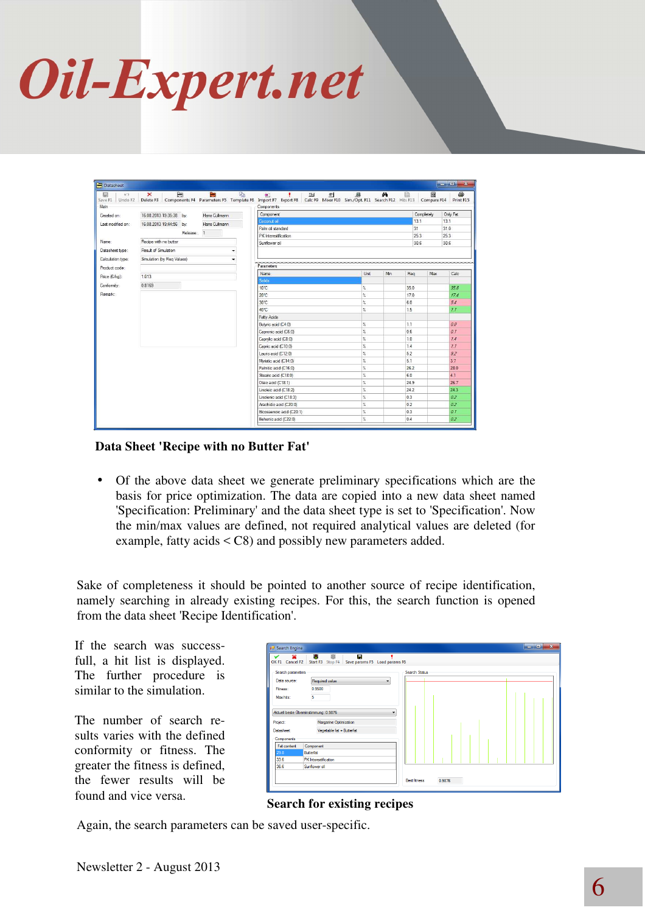**Data Sheet 'Recipe with no Butter Fat'**

- Of the above data sheet we generate preliminary specifications which are the basis for price optimization. The data are copied into a new data sheet named 'Specification: Preliminary' and the data sheet type is set to 'Specification'. Now the min/max values are defined, not required analytical values are deleted (for example, fatty acids < C8) and possibly new parameters added.

Sake of completeness it should be pointed to another source of recipe identification, namely searching in already existing recipes. For this, the search function is opened from the data sheet 'Recipe Identification'.

If the search was successfull, a hit list is displayed. The further procedure is similar to the simulation.

The number of search results varies with the defined conformity or fitness. The greater the fitness is defined, the fewer results will be found and vice versa.

**Search for existing recipes**

Again, the search parameters can be saved user-specific.

Newsletter 2 - August 2013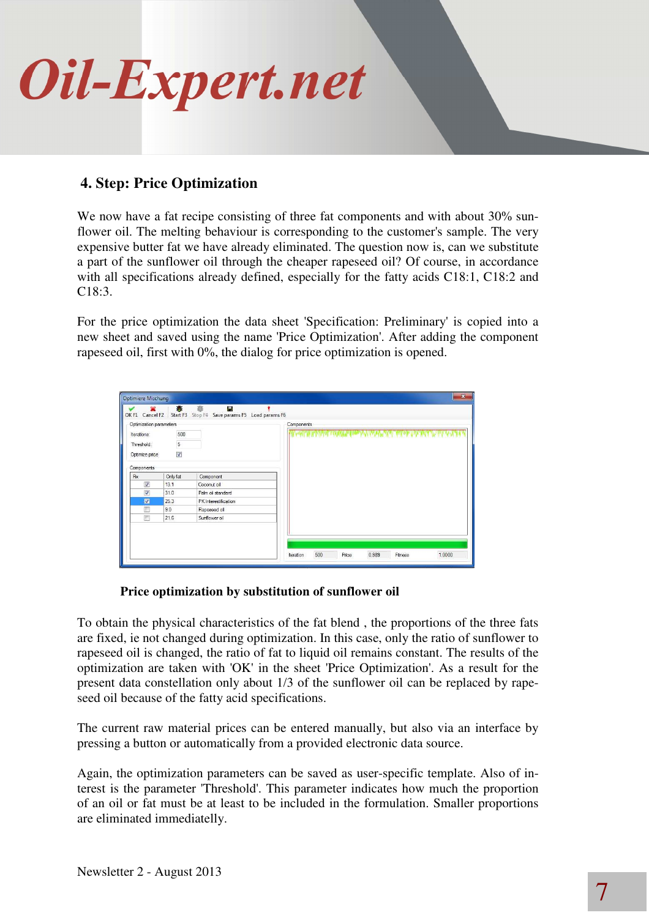## 4. Step: Price Optimization

We now have a fat recipe consisting of three fat components and with about 30% sunflower oil. The melting behaviour is corresponding to the customer's sample. The very expensive butter fat we have already eliminated. The question now is, can we substitute a part of the sunflower oil through the cheaper rapeseed oil? Of course, in accordance with all specifications already defined, especially for the fatty acids C18:1, C18:2 and C18:3.

For the price optimization the data sheet 'Specification: Preliminary' is copied into a new sheet and saved using the name 'Price Optimization'. After adding the component rapeseed oil, first with 0%, the dialog for price optimization is opened.

**Price optimization by substitution of sunflower oil**

To obtain the physical characteristics of the fat blend , the proportions of the three fats are fixed, ie not changed during optimization. In this case, only the ratio of sunflower to rapeseed oil is changed, the ratio of fat to liquid oil remains constant. The results of the optimization are taken with 'OK' in the sheet 'Price Optimization'. As a result for the present data constellation only about 1/3 of the sunflower oil can be replaced by rapeseed oil because of the fatty acid specifications.

The current raw material prices can be entered manually, but also via an interface by pressing a button or automatically from a provided electronic data source.

Again, the optimization parameters can be saved as user-specific template. Also of interest is the parameter 'Threshold'. This parameter indicates how much the proportion of an oil or fat must be at least to be included in the formulation. Smaller proportions are eliminated immediatelly.

Newsletter 2 - August 2013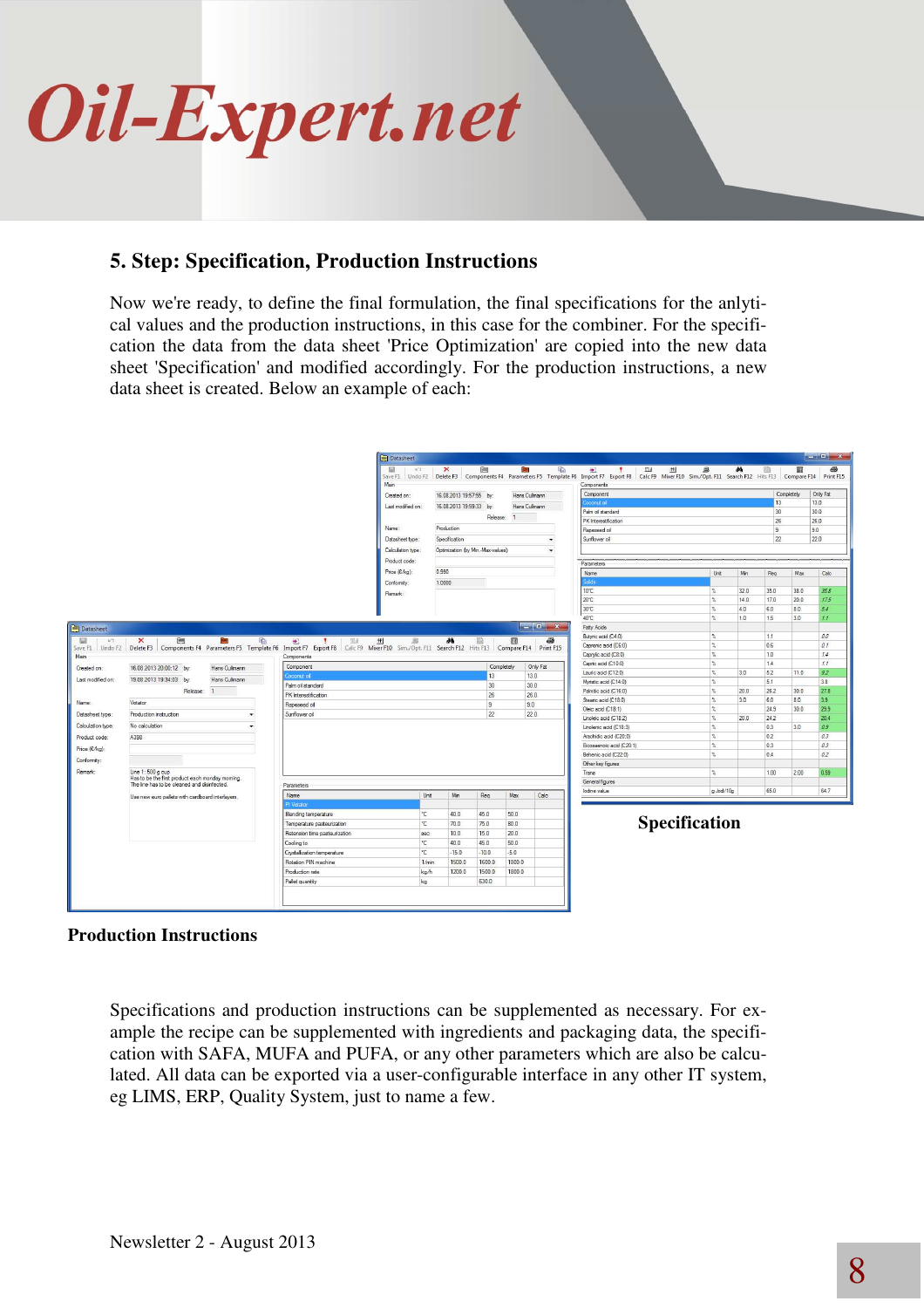## 5. Step: Specification, Production Instructions

Now we're ready, to define the final formulation, the final specifications for the anlytical values and the production instructions, in this case for the combiner. For the specification the data from the data sheet 'Price Optimization' are copied into the new data sheet 'Specification' and modified accordingly. For the production instructions, a new data sheet is created. Below an example of each:

**Specification**

**Production Instructions**

Specifications and production instructions can be supplemented as necessary. For example the recipe can be supplemented with ingredients and packaging data, the specification with SAFA, MUFA and PUFA, or any other parameters which are also be calculated. All data can be exported via a user-configurable interface in any other IT system, eg LIMS, ERP, Quality System, just to name a few.

Newsletter 2 - August 2013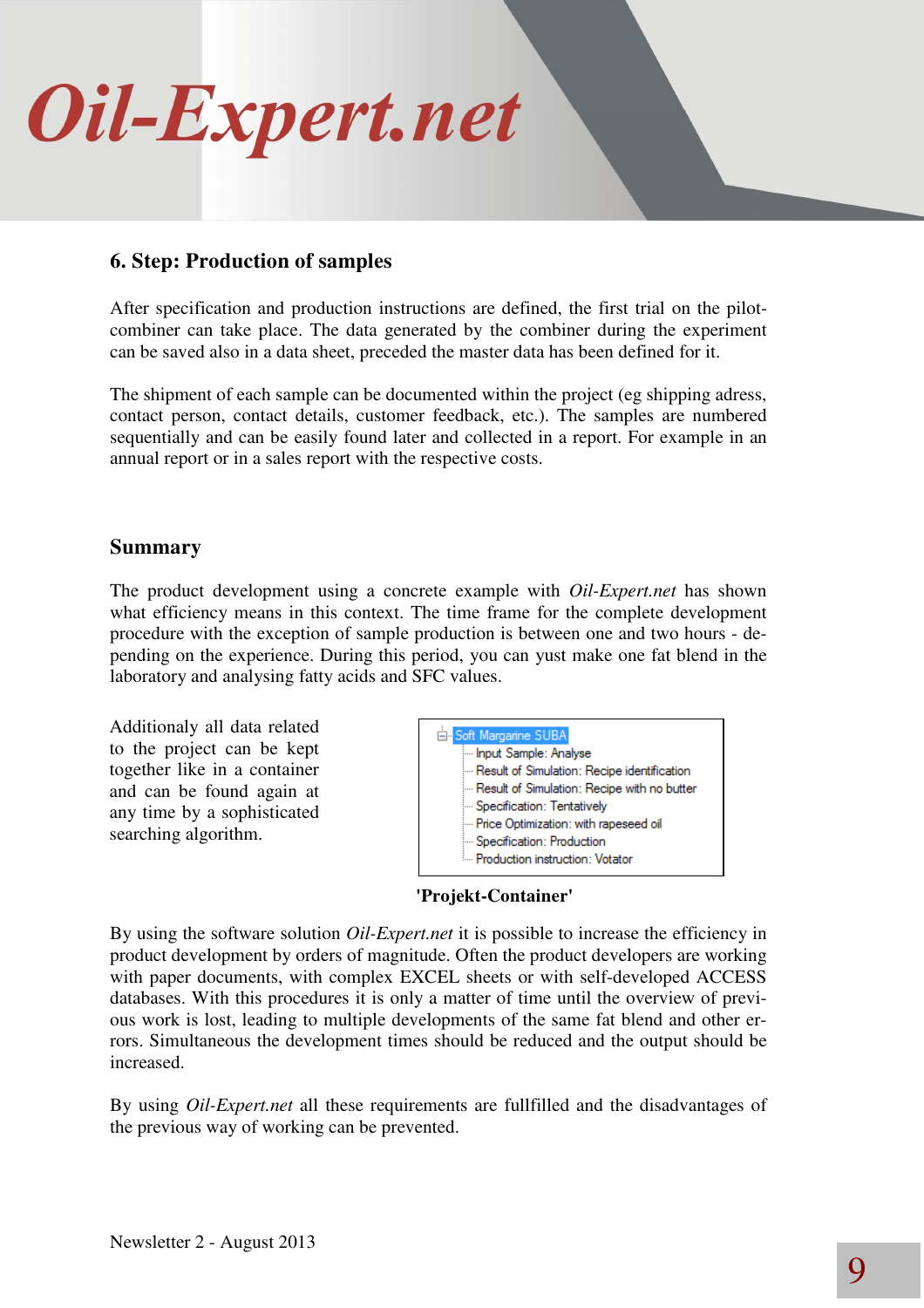## 6. Step: Production of samples

After specification and production instructions are defined, the first trial on the pilot-combiner can take place. The data generated by the combiner during the experiment can be saved also in a data sheet, preceded the master data has been defined for it.

The shipment of each sample can be documented within the project (eg shipping adress, contact person, contact details, customer feedback, etc.). The samples are numbered sequentially and can be easily found later and collected in a report. For example in an annual report or in a sales report with the respective costs.

## Summary

The product development using a concrete example with *Oil-Expert.net* has shown what efficiency means in this context. The time frame for the complete development procedure with the exception of sample production is between one and two hours - depending on the experience. During this period, you can yust make one fat blend in the laboratory and analysing fatty acids and SFC values.

Additionaly all data related to the project can be kept together like in a container and can be found again at any time by a sophisticated searching algorithm.

- Soft Margarine SUBA
  - Input Sample: Analyse
  - Result of Simulation: Recipe identification
  - Result of Simulation: Recipe with no butter
  - Specification: Tentatively
  - Price Optimization: with rapeseed oil
  - Specification: Production
  - Production instruction: Votator

**'Projekt-Container'**

By using the software solution *Oil-Expert.net* it is possible to increase the efficiency in product development by orders of magnitude. Often the product developers are working with paper documents, with complex EXCEL sheets or with self-developed ACCESS databases. With this procedures it is only a matter of time until the overview of previous work is lost, leading to multiple developments of the same fat blend and other errors. Simultaneous the development times should be reduced and the output should be increased.

By using *Oil-Expert.net* all these requirements are fullfilled and the disadvantages of the previous way of working can be prevented.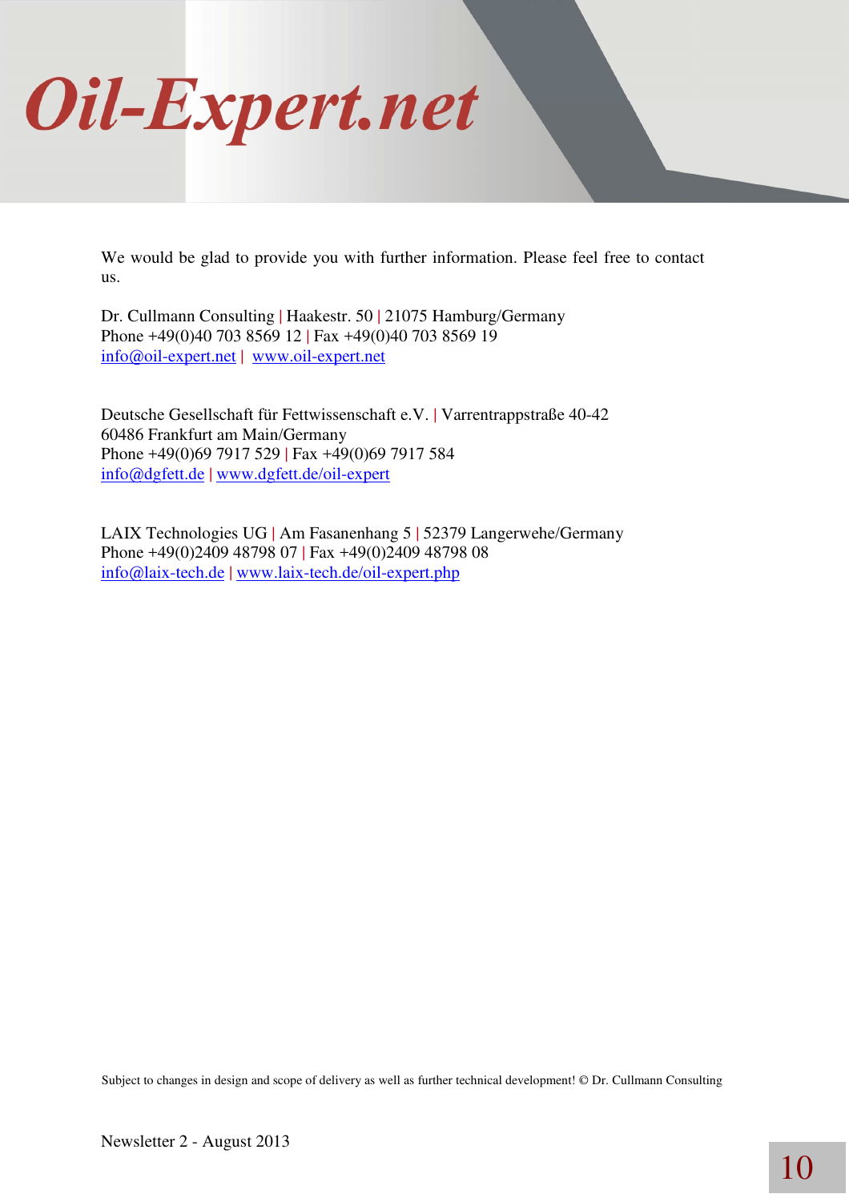# Oil-Expert.net

We would be glad to provide you with further information. Please feel free to contact us.

Dr. Cullmann Consulting | Haakestr. 50 | 21075 Hamburg/Germany
Phone +49(0)40 703 8569 12 | Fax +49(0)40 703 8569 19
info@oil-expert.net | www.oil-expert.net

Deutsche Gesellschaft für Fettwissenschaft e.V. | Varrentrappstraße 40-42
60486 Frankfurt am Main/Germany
Phone +49(0)69 7917 529 | Fax +49(0)69 7917 584
info@dgfett.de | www.dgfett.de/oil-expert

LAIX Technologies UG | Am Fasanenhang 5 | 52379 Langerwehe/Germany
Phone +49(0)2409 48798 07 | Fax +49(0)2409 48798 08
info@laix-tech.de | www.laix-tech.de/oil-expert.php

Subject to changes in design and scope of delivery as well as further technical development! © Dr. Cullmann Consulting

Newsletter 2 - August 2013